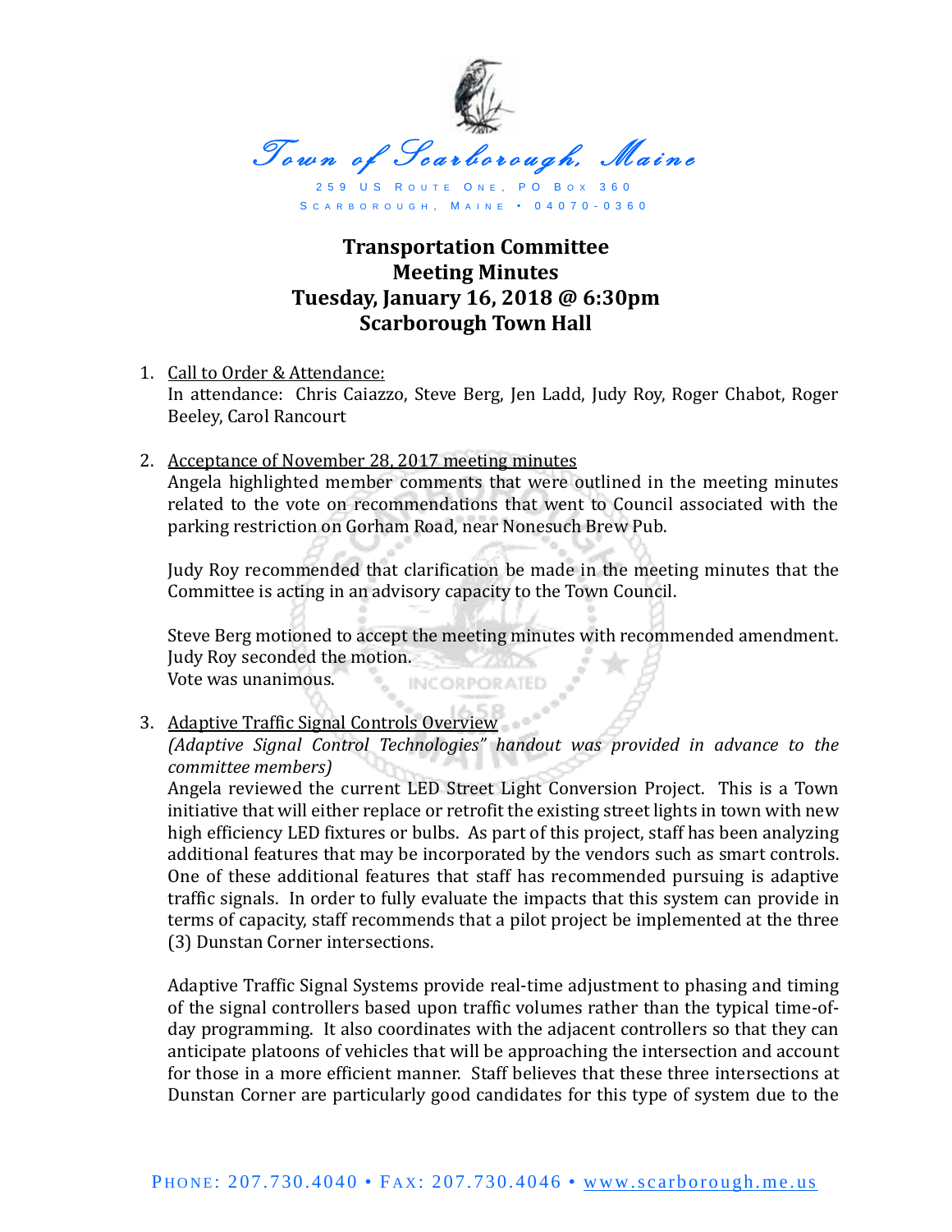Town of Scarborough, Maine

259 US Route One, PO Box 360
Scarborough, Maine • 04070-0360

# Transportation Committee
# Meeting Minutes
# Tuesday, January 16, 2018 @ 6:30pm
# Scarborough Town Hall

1. Call to Order & Attendance:
   In attendance: Chris Caiazzo, Steve Berg, Jen Ladd, Judy Roy, Roger Chabot, Roger Beeley, Carol Rancourt

2. Acceptance of November 28, 2017 meeting minutes
   Angela highlighted member comments that were outlined in the meeting minutes related to the vote on recommendations that went to Council associated with the parking restriction on Gorham Road, near Nonesuch Brew Pub.

   Judy Roy recommended that clarification be made in the meeting minutes that the Committee is acting in an advisory capacity to the Town Council.

   Steve Berg motioned to accept the meeting minutes with recommended amendment.
   Judy Roy seconded the motion.
   Vote was unanimous.

3. Adaptive Traffic Signal Controls Overview
   *(Adaptive Signal Control Technologies" handout was provided in advance to the committee members)*
   Angela reviewed the current LED Street Light Conversion Project. This is a Town initiative that will either replace or retrofit the existing street lights in town with new high efficiency LED fixtures or bulbs. As part of this project, staff has been analyzing additional features that may be incorporated by the vendors such as smart controls. One of these additional features that staff has recommended pursuing is adaptive traffic signals. In order to fully evaluate the impacts that this system can provide in terms of capacity, staff recommends that a pilot project be implemented at the three (3) Dunstan Corner intersections.

   Adaptive Traffic Signal Systems provide real-time adjustment to phasing and timing of the signal controllers based upon traffic volumes rather than the typical time-of-day programming. It also coordinates with the adjacent controllers so that they can anticipate platoons of vehicles that will be approaching the intersection and account for those in a more efficient manner. Staff believes that these three intersections at Dunstan Corner are particularly good candidates for this type of system due to the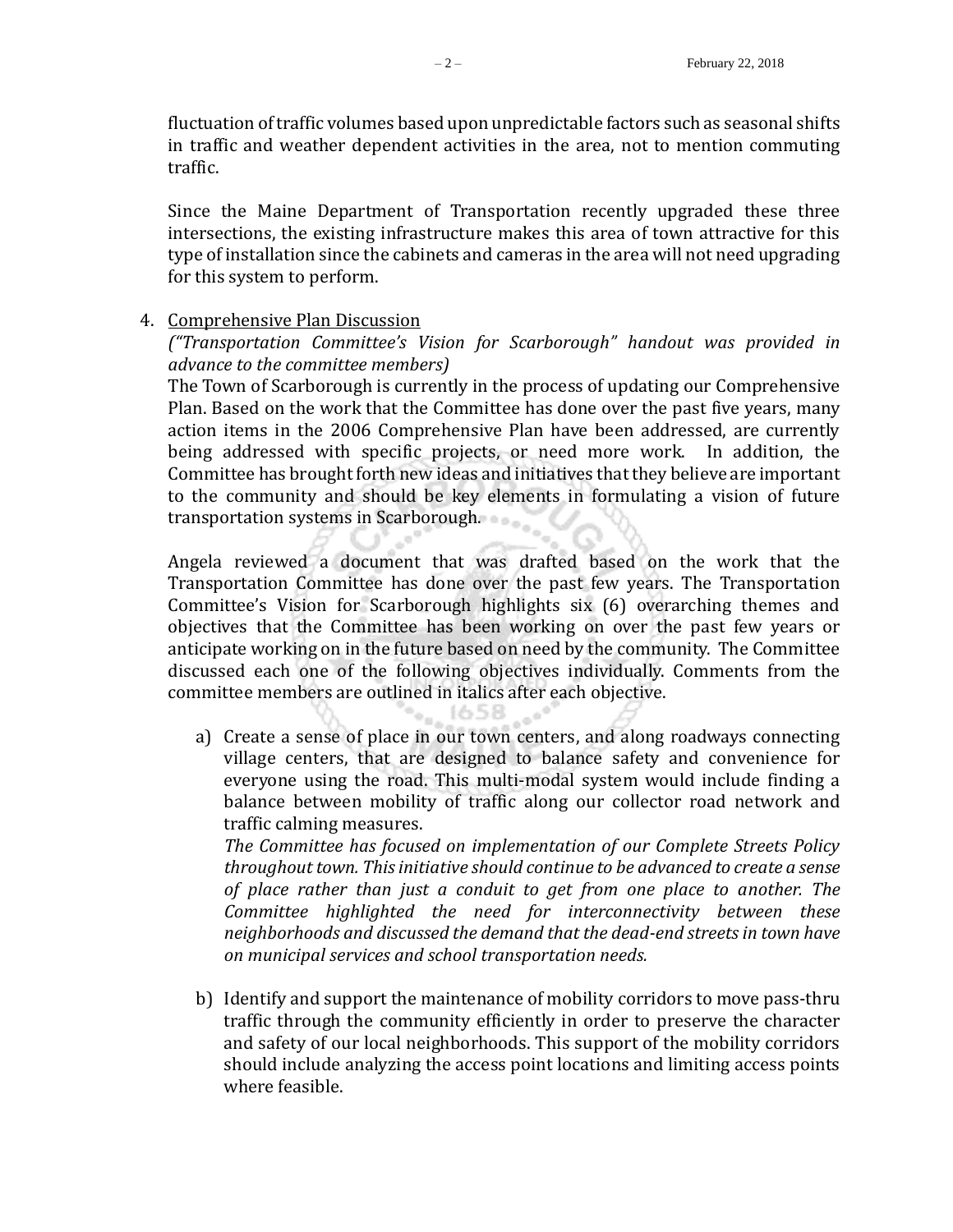fluctuation of traffic volumes based upon unpredictable factors such as seasonal shifts in traffic and weather dependent activities in the area, not to mention commuting traffic.

Since the Maine Department of Transportation recently upgraded these three intersections, the existing infrastructure makes this area of town attractive for this type of installation since the cabinets and cameras in the area will not need upgrading for this system to perform.

4. Comprehensive Plan Discussion

   *("Transportation Committee's Vision for Scarborough" handout was provided in advance to the committee members)*

   The Town of Scarborough is currently in the process of updating our Comprehensive Plan. Based on the work that the Committee has done over the past five years, many action items in the 2006 Comprehensive Plan have been addressed, are currently being addressed with specific projects, or need more work. In addition, the Committee has brought forth new ideas and initiatives that they believe are important to the community and should be key elements in formulating a vision of future transportation systems in Scarborough.

   Angela reviewed a document that was drafted based on the work that the Transportation Committee has done over the past few years. The Transportation Committee's Vision for Scarborough highlights six (6) overarching themes and objectives that the Committee has been working on over the past few years or anticipate working on in the future based on need by the community. The Committee discussed each one of the following objectives individually. Comments from the committee members are outlined in italics after each objective.

   a) Create a sense of place in our town centers, and along roadways connecting village centers, that are designed to balance safety and convenience for everyone using the road. This multi-modal system would include finding a balance between mobility of traffic along our collector road network and traffic calming measures.

      *The Committee has focused on implementation of our Complete Streets Policy throughout town. This initiative should continue to be advanced to create a sense of place rather than just a conduit to get from one place to another. The Committee highlighted the need for interconnectivity between these neighborhoods and discussed the demand that the dead-end streets in town have on municipal services and school transportation needs.*

   b) Identify and support the maintenance of mobility corridors to move pass-thru traffic through the community efficiently in order to preserve the character and safety of our local neighborhoods. This support of the mobility corridors should include analyzing the access point locations and limiting access points where feasible.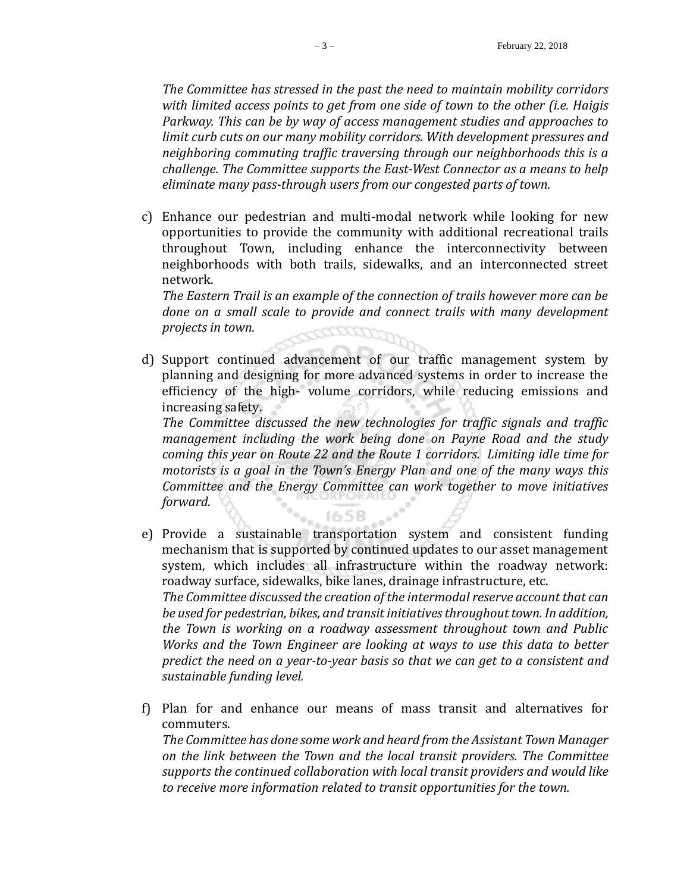*The Committee has stressed in the past the need to maintain mobility corridors with limited access points to get from one side of town to the other (i.e. Haigis Parkway. This can be by way of access management studies and approaches to limit curb cuts on our many mobility corridors. With development pressures and neighboring commuting traffic traversing through our neighborhoods this is a challenge. The Committee supports the East-West Connector as a means to help eliminate many pass-through users from our congested parts of town.*

c) Enhance our pedestrian and multi-modal network while looking for new opportunities to provide the community with additional recreational trails throughout Town, including enhance the interconnectivity between neighborhoods with both trails, sidewalks, and an interconnected street network.
*The Eastern Trail is an example of the connection of trails however more can be done on a small scale to provide and connect trails with many development projects in town.*

d) Support continued advancement of our traffic management system by planning and designing for more advanced systems in order to increase the efficiency of the high- volume corridors, while reducing emissions and increasing safety.
*The Committee discussed the new technologies for traffic signals and traffic management including the work being done on Payne Road and the study coming this year on Route 22 and the Route 1 corridors. Limiting idle time for motorists is a goal in the Town's Energy Plan and one of the many ways this Committee and the Energy Committee can work together to move initiatives forward.*

e) Provide a sustainable transportation system and consistent funding mechanism that is supported by continued updates to our asset management system, which includes all infrastructure within the roadway network: roadway surface, sidewalks, bike lanes, drainage infrastructure, etc.
*The Committee discussed the creation of the intermodal reserve account that can be used for pedestrian, bikes, and transit initiatives throughout town. In addition, the Town is working on a roadway assessment throughout town and Public Works and the Town Engineer are looking at ways to use this data to better predict the need on a year-to-year basis so that we can get to a consistent and sustainable funding level.*

f) Plan for and enhance our means of mass transit and alternatives for commuters.
*The Committee has done some work and heard from the Assistant Town Manager on the link between the Town and the local transit providers. The Committee supports the continued collaboration with local transit providers and would like to receive more information related to transit opportunities for the town.*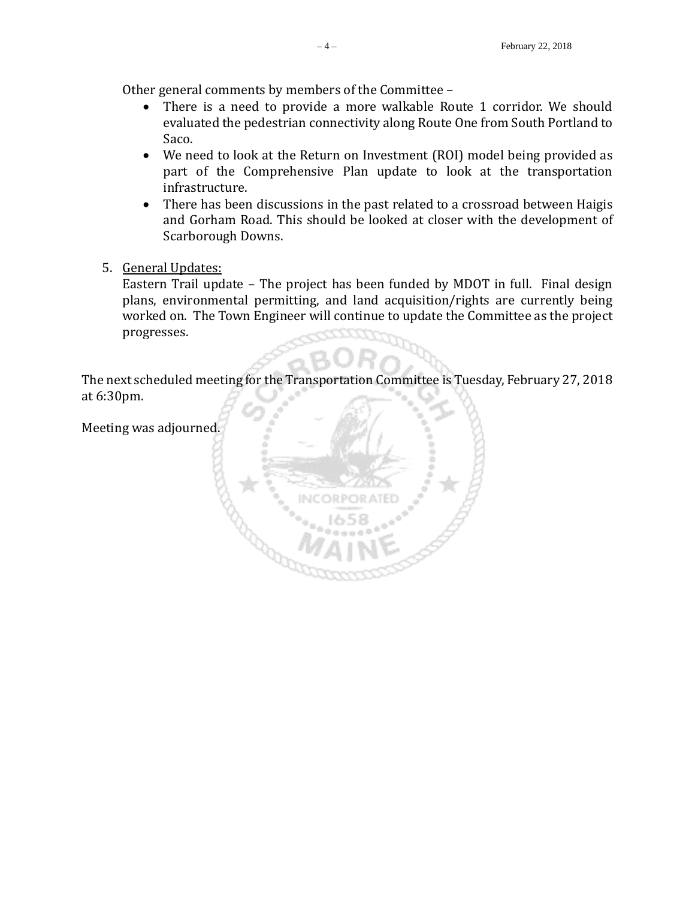Other general comments by members of the Committee –

- There is a need to provide a more walkable Route 1 corridor. We should evaluated the pedestrian connectivity along Route One from South Portland to Saco.
- We need to look at the Return on Investment (ROI) model being provided as part of the Comprehensive Plan update to look at the transportation infrastructure.
- There has been discussions in the past related to a crossroad between Haigis and Gorham Road. This should be looked at closer with the development of Scarborough Downs.

5. General Updates:
   Eastern Trail update – The project has been funded by MDOT in full. Final design plans, environmental permitting, and land acquisition/rights are currently being worked on. The Town Engineer will continue to update the Committee as the project progresses.

The next scheduled meeting for the Transportation Committee is Tuesday, February 27, 2018 at 6:30pm.

Meeting was adjourned.